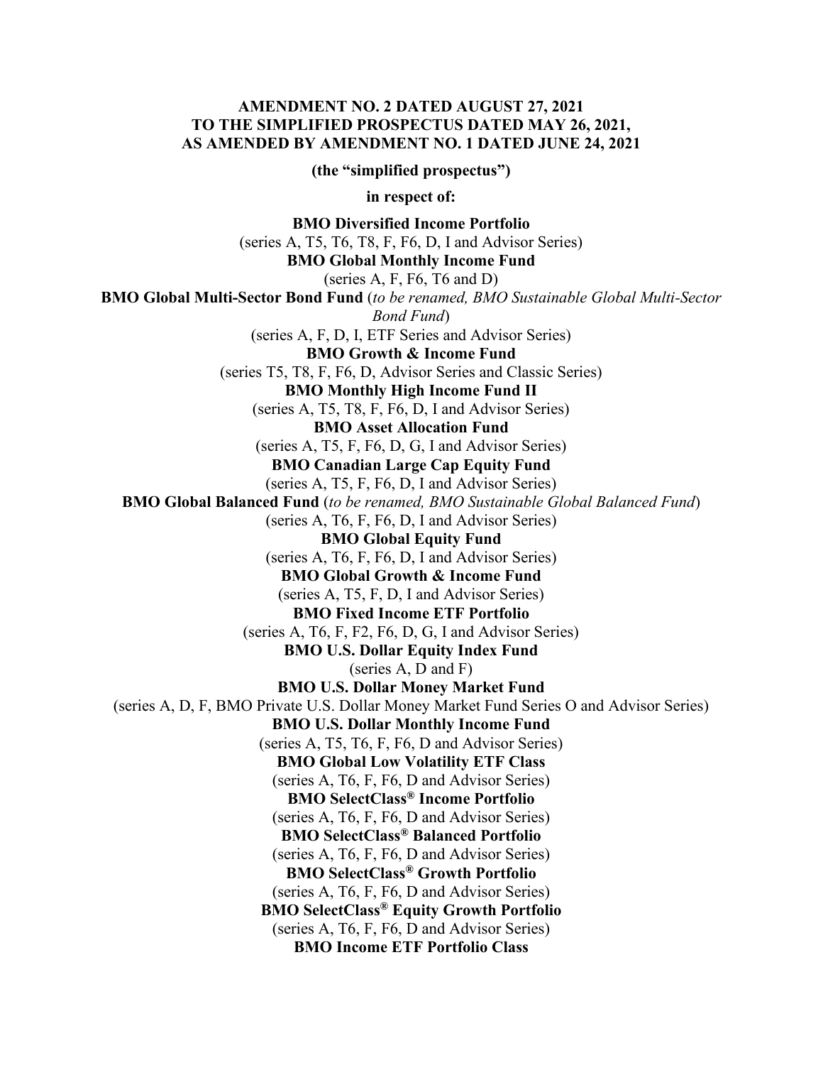**AMENDMENT NO. 2 DATED AUGUST 27, 2021**
**TO THE SIMPLIFIED PROSPECTUS DATED MAY 26, 2021,**
**AS AMENDED BY AMENDMENT NO. 1 DATED JUNE 24, 2021**

**(the "simplified prospectus")**

**in respect of:**

**BMO Diversified Income Portfolio**
(series A, T5, T6, T8, F, F6, D, I and Advisor Series)

**BMO Global Monthly Income Fund**
(series A, F, F6, T6 and D)

**BMO Global Multi-Sector Bond Fund** (*to be renamed, BMO Sustainable Global Multi-Sector Bond Fund*)
(series A, F, D, I, ETF Series and Advisor Series)

**BMO Growth & Income Fund**
(series T5, T8, F, F6, D, Advisor Series and Classic Series)

**BMO Monthly High Income Fund II**
(series A, T5, T8, F, F6, D, I and Advisor Series)

**BMO Asset Allocation Fund**
(series A, T5, F, F6, D, G, I and Advisor Series)

**BMO Canadian Large Cap Equity Fund**
(series A, T5, F, F6, D, I and Advisor Series)

**BMO Global Balanced Fund** (*to be renamed, BMO Sustainable Global Balanced Fund*)
(series A, T6, F, F6, D, I and Advisor Series)

**BMO Global Equity Fund**
(series A, T6, F, F6, D, I and Advisor Series)

**BMO Global Growth & Income Fund**
(series A, T5, F, D, I and Advisor Series)

**BMO Fixed Income ETF Portfolio**
(series A, T6, F, F2, F6, D, G, I and Advisor Series)

**BMO U.S. Dollar Equity Index Fund**
(series A, D and F)

**BMO U.S. Dollar Money Market Fund**
(series A, D, F, BMO Private U.S. Dollar Money Market Fund Series O and Advisor Series)

**BMO U.S. Dollar Monthly Income Fund**
(series A, T5, T6, F, F6, D and Advisor Series)

**BMO Global Low Volatility ETF Class**
(series A, T6, F, F6, D and Advisor Series)

**BMO SelectClass® Income Portfolio**
(series A, T6, F, F6, D and Advisor Series)

**BMO SelectClass® Balanced Portfolio**
(series A, T6, F, F6, D and Advisor Series)

**BMO SelectClass® Growth Portfolio**
(series A, T6, F, F6, D and Advisor Series)

**BMO SelectClass® Equity Growth Portfolio**
(series A, T6, F, F6, D and Advisor Series)

**BMO Income ETF Portfolio Class**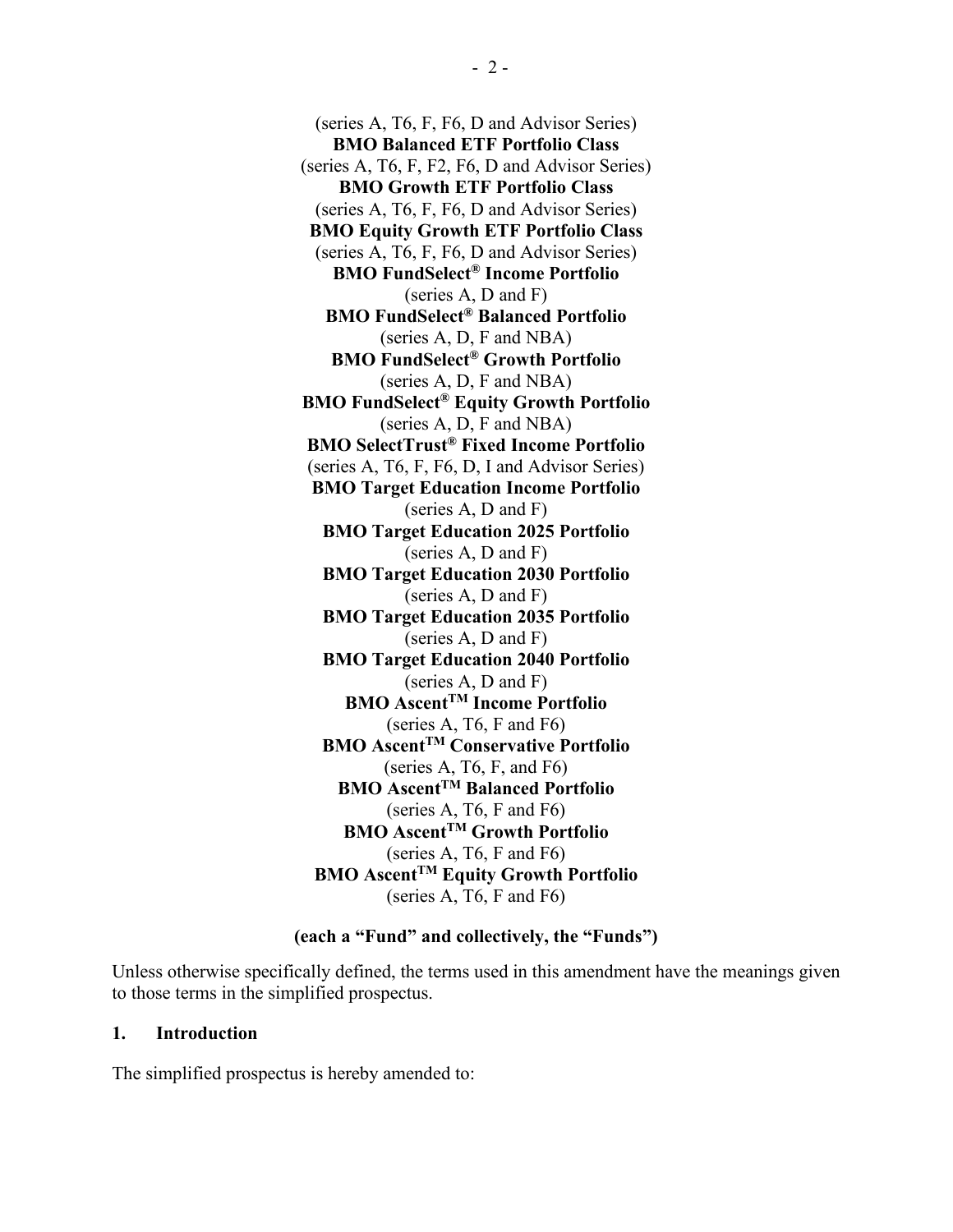(series A, T6, F, F6, D and Advisor Series)
**BMO Balanced ETF Portfolio Class**
(series A, T6, F, F2, F6, D and Advisor Series)
**BMO Growth ETF Portfolio Class**
(series A, T6, F, F6, D and Advisor Series)
**BMO Equity Growth ETF Portfolio Class**
(series A, T6, F, F6, D and Advisor Series)
**BMO FundSelect® Income Portfolio**
(series A, D and F)
**BMO FundSelect® Balanced Portfolio**
(series A, D, F and NBA)
**BMO FundSelect® Growth Portfolio**
(series A, D, F and NBA)
**BMO FundSelect® Equity Growth Portfolio**
(series A, D, F and NBA)
**BMO SelectTrust® Fixed Income Portfolio**
(series A, T6, F, F6, D, I and Advisor Series)
**BMO Target Education Income Portfolio**
(series A, D and F)
**BMO Target Education 2025 Portfolio**
(series A, D and F)
**BMO Target Education 2030 Portfolio**
(series A, D and F)
**BMO Target Education 2035 Portfolio**
(series A, D and F)
**BMO Target Education 2040 Portfolio**
(series A, D and F)
**BMO Ascent™ Income Portfolio**
(series A, T6, F and F6)
**BMO Ascent™ Conservative Portfolio**
(series A, T6, F, and F6)
**BMO Ascent™ Balanced Portfolio**
(series A, T6, F and F6)
**BMO Ascent™ Growth Portfolio**
(series A, T6, F and F6)
**BMO Ascent™ Equity Growth Portfolio**
(series A, T6, F and F6)

**(each a "Fund" and collectively, the "Funds")**

Unless otherwise specifically defined, the terms used in this amendment have the meanings given to those terms in the simplified prospectus.

## 1. Introduction

The simplified prospectus is hereby amended to: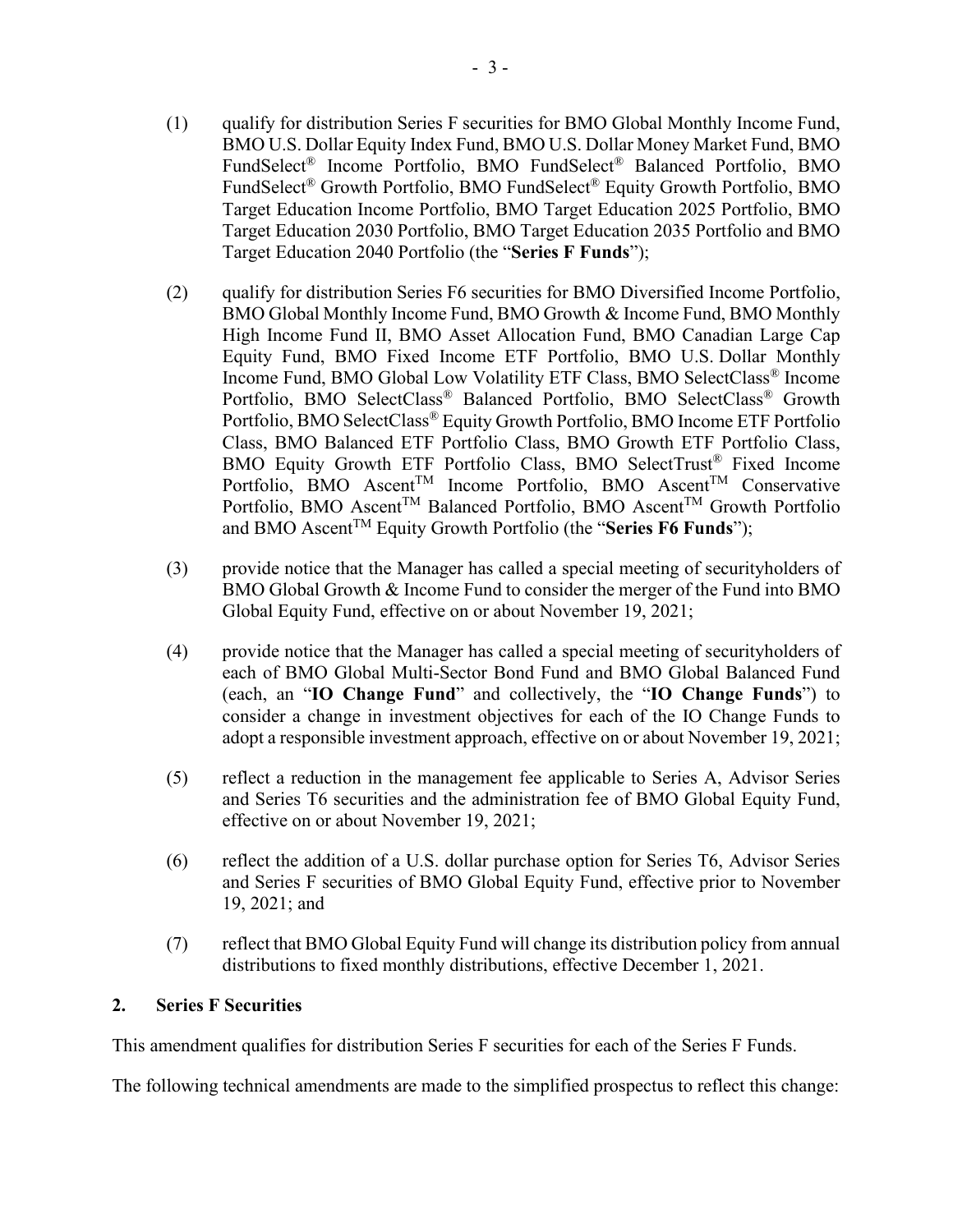(1) qualify for distribution Series F securities for BMO Global Monthly Income Fund, BMO U.S. Dollar Equity Index Fund, BMO U.S. Dollar Money Market Fund, BMO FundSelect® Income Portfolio, BMO FundSelect® Balanced Portfolio, BMO FundSelect® Growth Portfolio, BMO FundSelect® Equity Growth Portfolio, BMO Target Education Income Portfolio, BMO Target Education 2025 Portfolio, BMO Target Education 2030 Portfolio, BMO Target Education 2035 Portfolio and BMO Target Education 2040 Portfolio (the "**Series F Funds**");

(2) qualify for distribution Series F6 securities for BMO Diversified Income Portfolio, BMO Global Monthly Income Fund, BMO Growth & Income Fund, BMO Monthly High Income Fund II, BMO Asset Allocation Fund, BMO Canadian Large Cap Equity Fund, BMO Fixed Income ETF Portfolio, BMO U.S. Dollar Monthly Income Fund, BMO Global Low Volatility ETF Class, BMO SelectClass® Income Portfolio, BMO SelectClass® Balanced Portfolio, BMO SelectClass® Growth Portfolio, BMO SelectClass® Equity Growth Portfolio, BMO Income ETF Portfolio Class, BMO Balanced ETF Portfolio Class, BMO Growth ETF Portfolio Class, BMO Equity Growth ETF Portfolio Class, BMO SelectTrust® Fixed Income Portfolio, BMO Ascent™ Income Portfolio, BMO Ascent™ Conservative Portfolio, BMO Ascent™ Balanced Portfolio, BMO Ascent™ Growth Portfolio and BMO Ascent™ Equity Growth Portfolio (the "**Series F6 Funds**");

(3) provide notice that the Manager has called a special meeting of securityholders of BMO Global Growth & Income Fund to consider the merger of the Fund into BMO Global Equity Fund, effective on or about November 19, 2021;

(4) provide notice that the Manager has called a special meeting of securityholders of each of BMO Global Multi-Sector Bond Fund and BMO Global Balanced Fund (each, an "**IO Change Fund**" and collectively, the "**IO Change Funds**") to consider a change in investment objectives for each of the IO Change Funds to adopt a responsible investment approach, effective on or about November 19, 2021;

(5) reflect a reduction in the management fee applicable to Series A, Advisor Series and Series T6 securities and the administration fee of BMO Global Equity Fund, effective on or about November 19, 2021;

(6) reflect the addition of a U.S. dollar purchase option for Series T6, Advisor Series and Series F securities of BMO Global Equity Fund, effective prior to November 19, 2021; and

(7) reflect that BMO Global Equity Fund will change its distribution policy from annual distributions to fixed monthly distributions, effective December 1, 2021.

## 2. Series F Securities

This amendment qualifies for distribution Series F securities for each of the Series F Funds.

The following technical amendments are made to the simplified prospectus to reflect this change: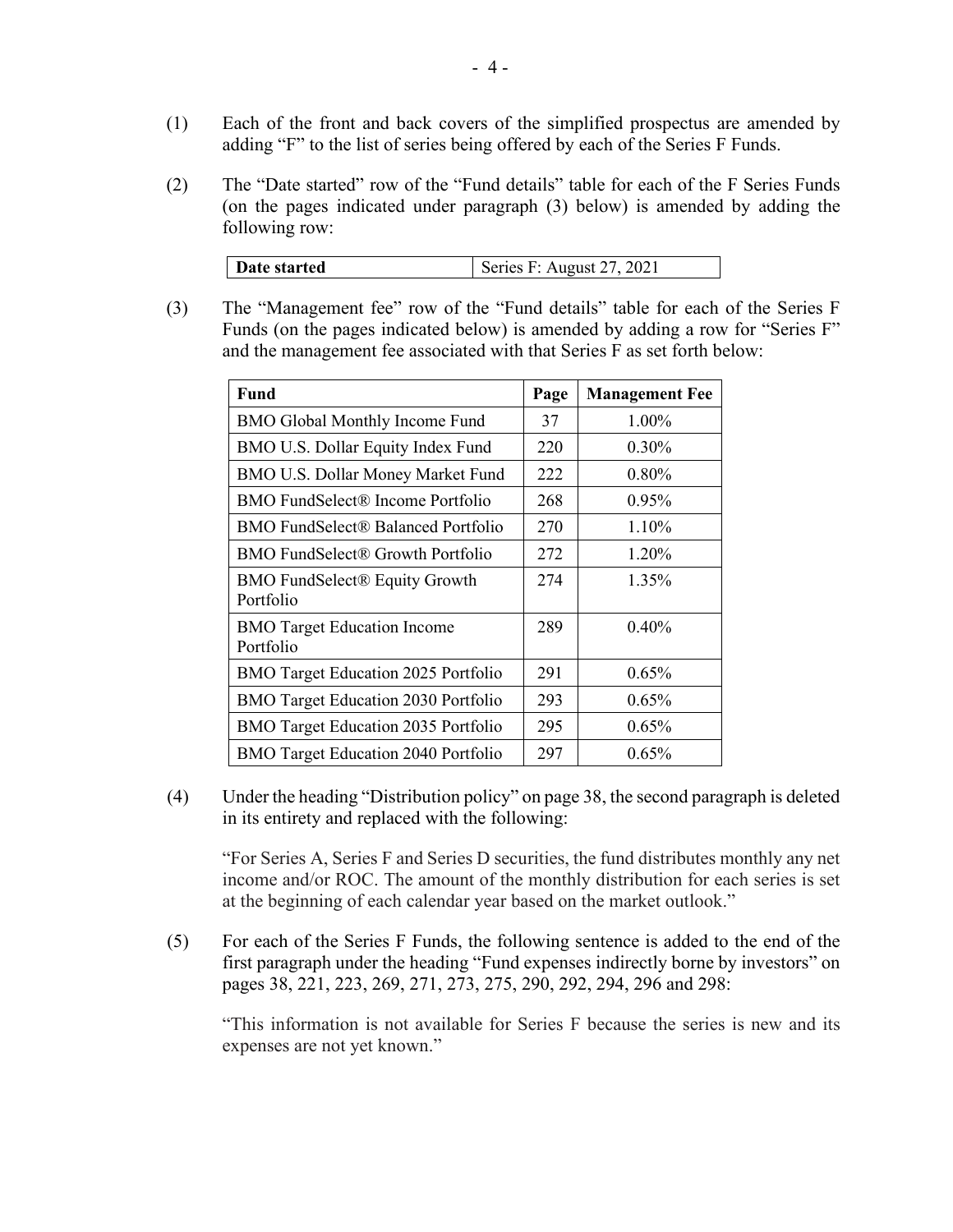(1) Each of the front and back covers of the simplified prospectus are amended by adding "F" to the list of series being offered by each of the Series F Funds.

(2) The "Date started" row of the "Fund details" table for each of the F Series Funds (on the pages indicated under paragraph (3) below) is amended by adding the following row:

| **Date started** | Series F: August 27, 2021 |
|---|---|

(3) The "Management fee" row of the "Fund details" table for each of the Series F Funds (on the pages indicated below) is amended by adding a row for "Series F" and the management fee associated with that Series F as set forth below:

| Fund | Page | Management Fee |
|---|---|---|
| BMO Global Monthly Income Fund | 37 | 1.00% |
| BMO U.S. Dollar Equity Index Fund | 220 | 0.30% |
| BMO U.S. Dollar Money Market Fund | 222 | 0.80% |
| BMO FundSelect® Income Portfolio | 268 | 0.95% |
| BMO FundSelect® Balanced Portfolio | 270 | 1.10% |
| BMO FundSelect® Growth Portfolio | 272 | 1.20% |
| BMO FundSelect® Equity Growth Portfolio | 274 | 1.35% |
| BMO Target Education Income Portfolio | 289 | 0.40% |
| BMO Target Education 2025 Portfolio | 291 | 0.65% |
| BMO Target Education 2030 Portfolio | 293 | 0.65% |
| BMO Target Education 2035 Portfolio | 295 | 0.65% |
| BMO Target Education 2040 Portfolio | 297 | 0.65% |

(4) Under the heading "Distribution policy" on page 38, the second paragraph is deleted in its entirety and replaced with the following:

"For Series A, Series F and Series D securities, the fund distributes monthly any net income and/or ROC. The amount of the monthly distribution for each series is set at the beginning of each calendar year based on the market outlook."

(5) For each of the Series F Funds, the following sentence is added to the end of the first paragraph under the heading "Fund expenses indirectly borne by investors" on pages 38, 221, 223, 269, 271, 273, 275, 290, 292, 294, 296 and 298:

"This information is not available for Series F because the series is new and its expenses are not yet known."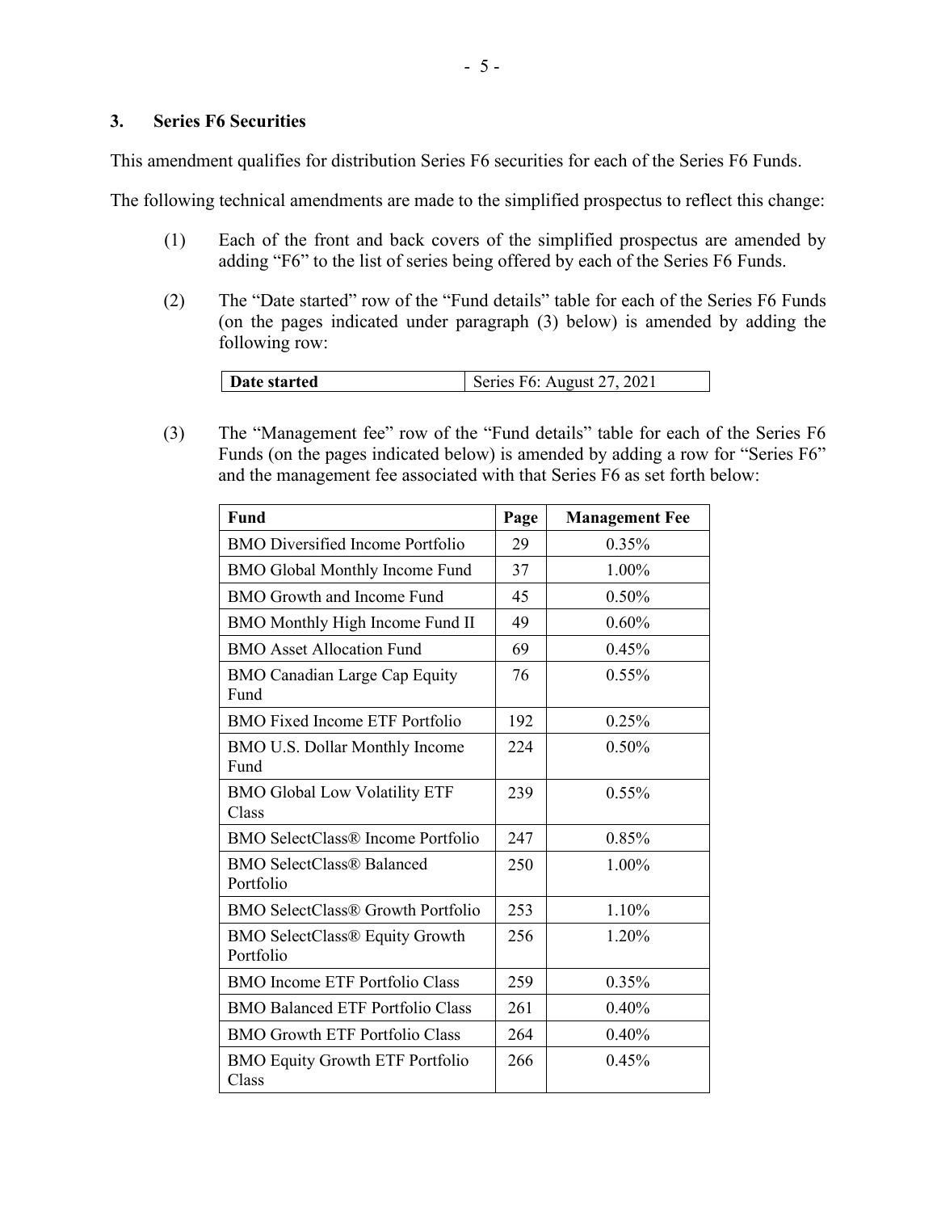### 3. Series F6 Securities

This amendment qualifies for distribution Series F6 securities for each of the Series F6 Funds.

The following technical amendments are made to the simplified prospectus to reflect this change:

(1) Each of the front and back covers of the simplified prospectus are amended by adding "F6" to the list of series being offered by each of the Series F6 Funds.

(2) The "Date started" row of the "Fund details" table for each of the Series F6 Funds (on the pages indicated under paragraph (3) below) is amended by adding the following row:

| **Date started** | Series F6: August 27, 2021 |
|---|---|

(3) The "Management fee" row of the "Fund details" table for each of the Series F6 Funds (on the pages indicated below) is amended by adding a row for "Series F6" and the management fee associated with that Series F6 as set forth below:

| Fund | Page | Management Fee |
|---|---|---|
| BMO Diversified Income Portfolio | 29 | 0.35% |
| BMO Global Monthly Income Fund | 37 | 1.00% |
| BMO Growth and Income Fund | 45 | 0.50% |
| BMO Monthly High Income Fund II | 49 | 0.60% |
| BMO Asset Allocation Fund | 69 | 0.45% |
| BMO Canadian Large Cap Equity Fund | 76 | 0.55% |
| BMO Fixed Income ETF Portfolio | 192 | 0.25% |
| BMO U.S. Dollar Monthly Income Fund | 224 | 0.50% |
| BMO Global Low Volatility ETF Class | 239 | 0.55% |
| BMO SelectClass® Income Portfolio | 247 | 0.85% |
| BMO SelectClass® Balanced Portfolio | 250 | 1.00% |
| BMO SelectClass® Growth Portfolio | 253 | 1.10% |
| BMO SelectClass® Equity Growth Portfolio | 256 | 1.20% |
| BMO Income ETF Portfolio Class | 259 | 0.35% |
| BMO Balanced ETF Portfolio Class | 261 | 0.40% |
| BMO Growth ETF Portfolio Class | 264 | 0.40% |
| BMO Equity Growth ETF Portfolio Class | 266 | 0.45% |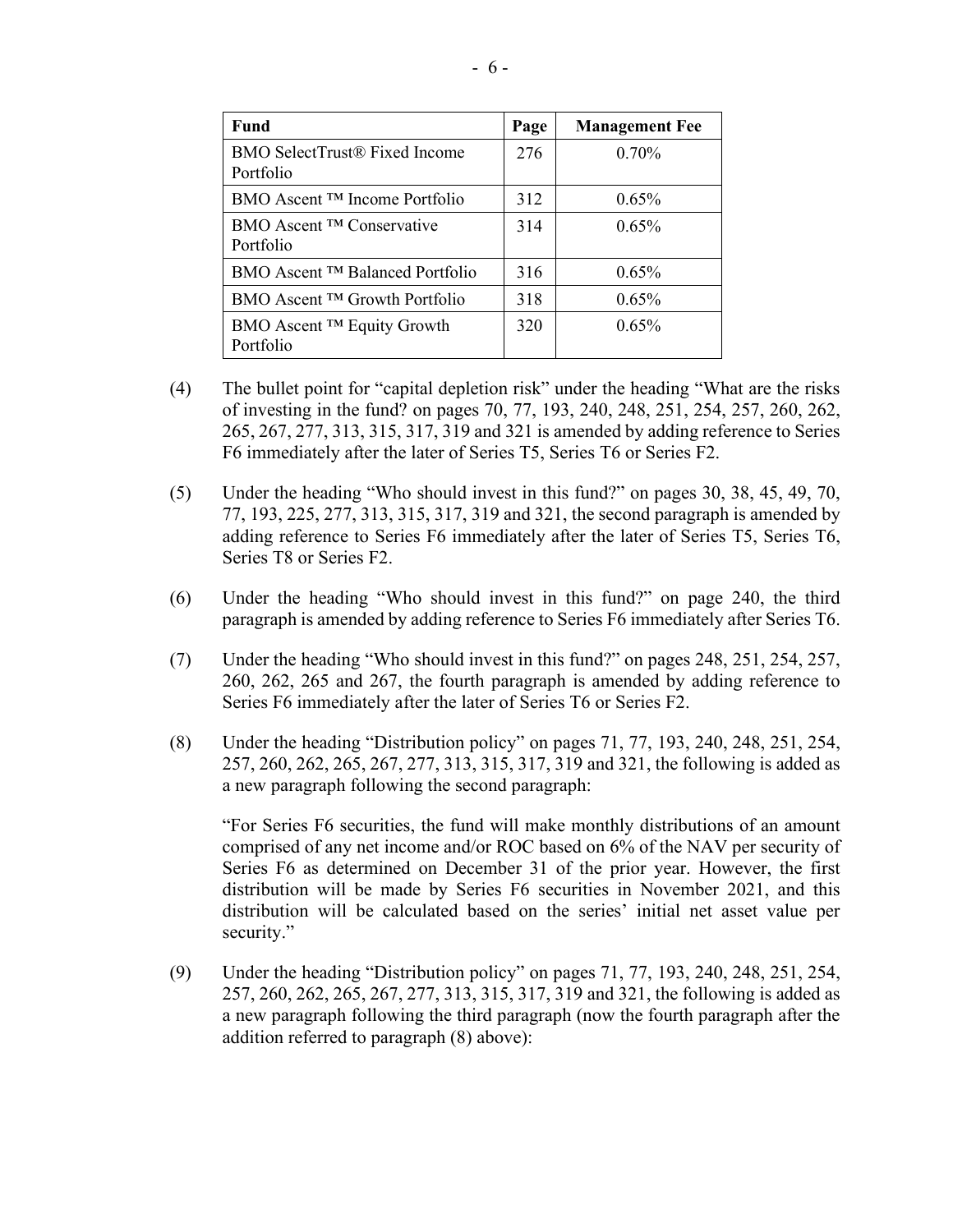| Fund | Page | Management Fee |
| --- | --- | --- |
| BMO SelectTrust® Fixed Income Portfolio | 276 | 0.70% |
| BMO Ascent ™ Income Portfolio | 312 | 0.65% |
| BMO Ascent ™ Conservative Portfolio | 314 | 0.65% |
| BMO Ascent ™ Balanced Portfolio | 316 | 0.65% |
| BMO Ascent ™ Growth Portfolio | 318 | 0.65% |
| BMO Ascent ™ Equity Growth Portfolio | 320 | 0.65% |

(4) The bullet point for "capital depletion risk" under the heading "What are the risks of investing in the fund? on pages 70, 77, 193, 240, 248, 251, 254, 257, 260, 262, 265, 267, 277, 313, 315, 317, 319 and 321 is amended by adding reference to Series F6 immediately after the later of Series T5, Series T6 or Series F2.

(5) Under the heading "Who should invest in this fund?" on pages 30, 38, 45, 49, 70, 77, 193, 225, 277, 313, 315, 317, 319 and 321, the second paragraph is amended by adding reference to Series F6 immediately after the later of Series T5, Series T6, Series T8 or Series F2.

(6) Under the heading "Who should invest in this fund?" on page 240, the third paragraph is amended by adding reference to Series F6 immediately after Series T6.

(7) Under the heading "Who should invest in this fund?" on pages 248, 251, 254, 257, 260, 262, 265 and 267, the fourth paragraph is amended by adding reference to Series F6 immediately after the later of Series T6 or Series F2.

(8) Under the heading "Distribution policy" on pages 71, 77, 193, 240, 248, 251, 254, 257, 260, 262, 265, 267, 277, 313, 315, 317, 319 and 321, the following is added as a new paragraph following the second paragraph:

"For Series F6 securities, the fund will make monthly distributions of an amount comprised of any net income and/or ROC based on 6% of the NAV per security of Series F6 as determined on December 31 of the prior year. However, the first distribution will be made by Series F6 securities in November 2021, and this distribution will be calculated based on the series' initial net asset value per security."

(9) Under the heading "Distribution policy" on pages 71, 77, 193, 240, 248, 251, 254, 257, 260, 262, 265, 267, 277, 313, 315, 317, 319 and 321, the following is added as a new paragraph following the third paragraph (now the fourth paragraph after the addition referred to paragraph (8) above):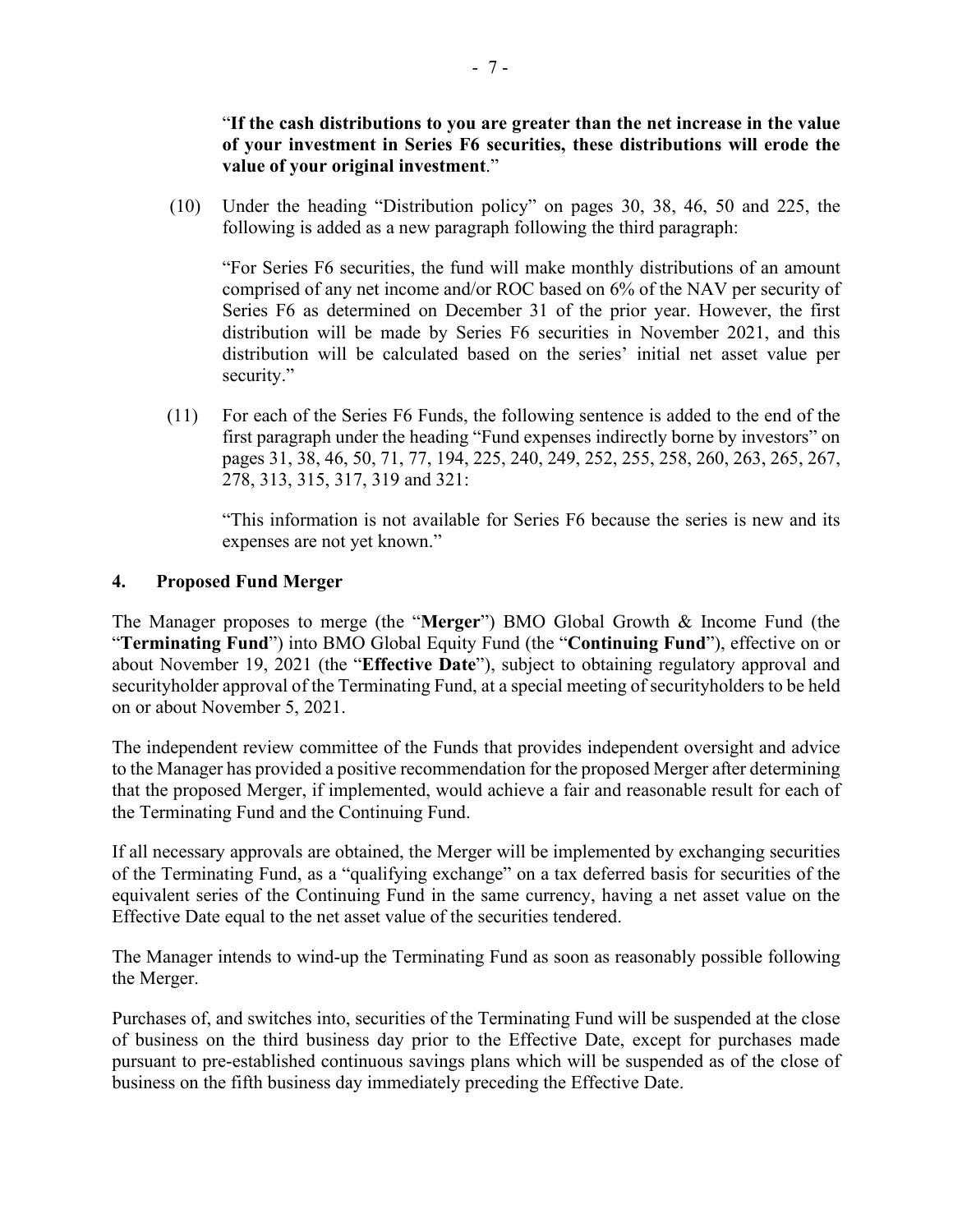"**If the cash distributions to you are greater than the net increase in the value of your investment in Series F6 securities, these distributions will erode the value of your original investment**."

(10) Under the heading "Distribution policy" on pages 30, 38, 46, 50 and 225, the following is added as a new paragraph following the third paragraph:

"For Series F6 securities, the fund will make monthly distributions of an amount comprised of any net income and/or ROC based on 6% of the NAV per security of Series F6 as determined on December 31 of the prior year. However, the first distribution will be made by Series F6 securities in November 2021, and this distribution will be calculated based on the series' initial net asset value per security."

(11) For each of the Series F6 Funds, the following sentence is added to the end of the first paragraph under the heading "Fund expenses indirectly borne by investors" on pages 31, 38, 46, 50, 71, 77, 194, 225, 240, 249, 252, 255, 258, 260, 263, 265, 267, 278, 313, 315, 317, 319 and 321:

"This information is not available for Series F6 because the series is new and its expenses are not yet known."

## 4. Proposed Fund Merger

The Manager proposes to merge (the "**Merger**") BMO Global Growth & Income Fund (the "**Terminating Fund**") into BMO Global Equity Fund (the "**Continuing Fund**"), effective on or about November 19, 2021 (the "**Effective Date**"), subject to obtaining regulatory approval and securityholder approval of the Terminating Fund, at a special meeting of securityholders to be held on or about November 5, 2021.

The independent review committee of the Funds that provides independent oversight and advice to the Manager has provided a positive recommendation for the proposed Merger after determining that the proposed Merger, if implemented, would achieve a fair and reasonable result for each of the Terminating Fund and the Continuing Fund.

If all necessary approvals are obtained, the Merger will be implemented by exchanging securities of the Terminating Fund, as a "qualifying exchange" on a tax deferred basis for securities of the equivalent series of the Continuing Fund in the same currency, having a net asset value on the Effective Date equal to the net asset value of the securities tendered.

The Manager intends to wind-up the Terminating Fund as soon as reasonably possible following the Merger.

Purchases of, and switches into, securities of the Terminating Fund will be suspended at the close of business on the third business day prior to the Effective Date, except for purchases made pursuant to pre-established continuous savings plans which will be suspended as of the close of business on the fifth business day immediately preceding the Effective Date.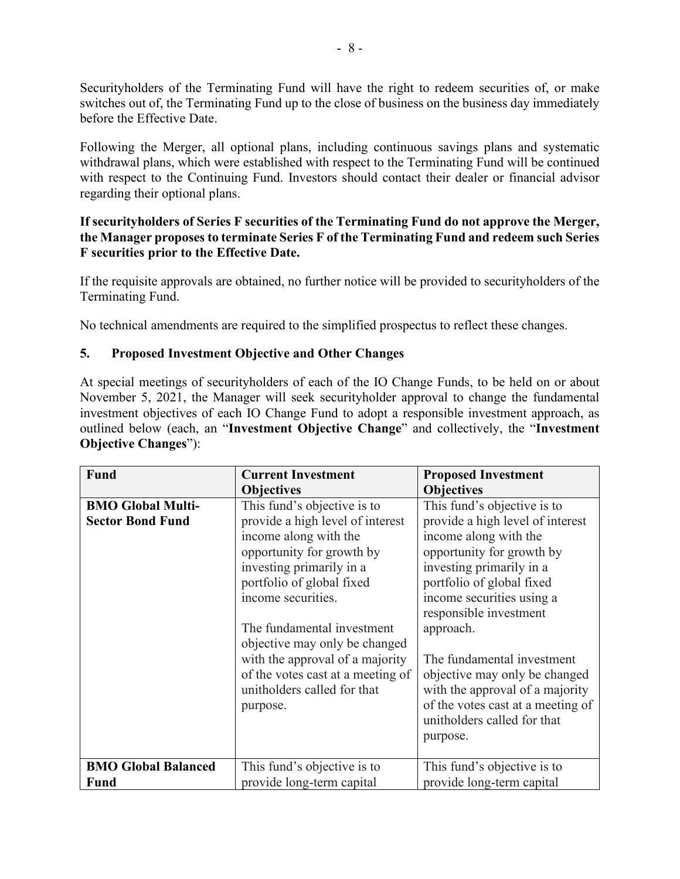Securityholders of the Terminating Fund will have the right to redeem securities of, or make switches out of, the Terminating Fund up to the close of business on the business day immediately before the Effective Date.

Following the Merger, all optional plans, including continuous savings plans and systematic withdrawal plans, which were established with respect to the Terminating Fund will be continued with respect to the Continuing Fund. Investors should contact their dealer or financial advisor regarding their optional plans.

**If securityholders of Series F securities of the Terminating Fund do not approve the Merger, the Manager proposes to terminate Series F of the Terminating Fund and redeem such Series F securities prior to the Effective Date.**

If the requisite approvals are obtained, no further notice will be provided to securityholders of the Terminating Fund.

No technical amendments are required to the simplified prospectus to reflect these changes.

## 5. Proposed Investment Objective and Other Changes

At special meetings of securityholders of each of the IO Change Funds, to be held on or about November 5, 2021, the Manager will seek securityholder approval to change the fundamental investment objectives of each IO Change Fund to adopt a responsible investment approach, as outlined below (each, an "**Investment Objective Change**" and collectively, the "**Investment Objective Changes**"):

| Fund | Current Investment Objectives | Proposed Investment Objectives |
|---|---|---|
| **BMO Global Multi-Sector Bond Fund** | This fund's objective is to provide a high level of interest income along with the opportunity for growth by investing primarily in a portfolio of global fixed income securities.<br><br>The fundamental investment objective may only be changed with the approval of a majority of the votes cast at a meeting of unitholders called for that purpose. | This fund's objective is to provide a high level of interest income along with the opportunity for growth by investing primarily in a portfolio of global fixed income securities using a responsible investment approach.<br><br>The fundamental investment objective may only be changed with the approval of a majority of the votes cast at a meeting of unitholders called for that purpose. |
| **BMO Global Balanced Fund** | This fund's objective is to provide long-term capital | This fund's objective is to provide long-term capital |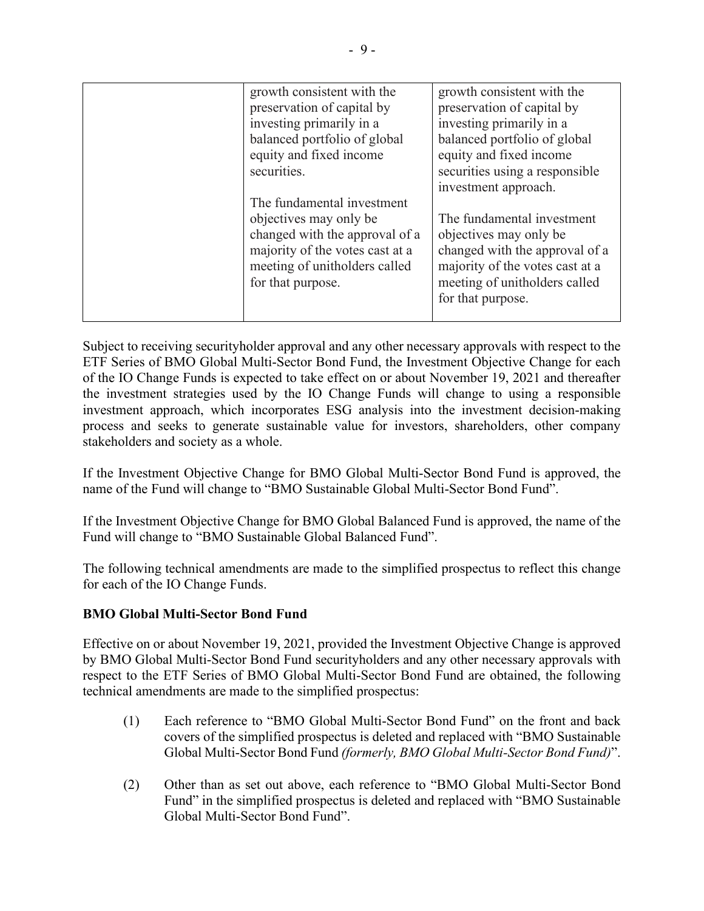| | | |
|---|---|---|
| | growth consistent with the preservation of capital by investing primarily in a balanced portfolio of global equity and fixed income securities.<br><br>The fundamental investment objectives may only be changed with the approval of a majority of the votes cast at a meeting of unitholders called for that purpose. | growth consistent with the preservation of capital by investing primarily in a balanced portfolio of global equity and fixed income securities using a responsible investment approach.<br><br>The fundamental investment objectives may only be changed with the approval of a majority of the votes cast at a meeting of unitholders called for that purpose. |

Subject to receiving securityholder approval and any other necessary approvals with respect to the ETF Series of BMO Global Multi-Sector Bond Fund, the Investment Objective Change for each of the IO Change Funds is expected to take effect on or about November 19, 2021 and thereafter the investment strategies used by the IO Change Funds will change to using a responsible investment approach, which incorporates ESG analysis into the investment decision-making process and seeks to generate sustainable value for investors, shareholders, other company stakeholders and society as a whole.

If the Investment Objective Change for BMO Global Multi-Sector Bond Fund is approved, the name of the Fund will change to "BMO Sustainable Global Multi-Sector Bond Fund".

If the Investment Objective Change for BMO Global Balanced Fund is approved, the name of the Fund will change to "BMO Sustainable Global Balanced Fund".

The following technical amendments are made to the simplified prospectus to reflect this change for each of the IO Change Funds.

**BMO Global Multi-Sector Bond Fund**

Effective on or about November 19, 2021, provided the Investment Objective Change is approved by BMO Global Multi-Sector Bond Fund securityholders and any other necessary approvals with respect to the ETF Series of BMO Global Multi-Sector Bond Fund are obtained, the following technical amendments are made to the simplified prospectus:

(1) Each reference to "BMO Global Multi-Sector Bond Fund" on the front and back covers of the simplified prospectus is deleted and replaced with "BMO Sustainable Global Multi-Sector Bond Fund *(formerly, BMO Global Multi-Sector Bond Fund)*".

(2) Other than as set out above, each reference to "BMO Global Multi-Sector Bond Fund" in the simplified prospectus is deleted and replaced with "BMO Sustainable Global Multi-Sector Bond Fund".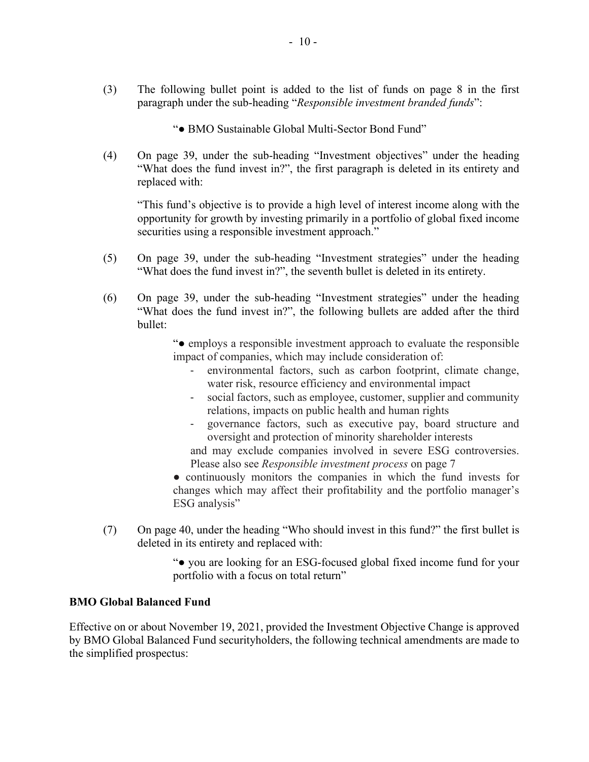(3) The following bullet point is added to the list of funds on page 8 in the first paragraph under the sub-heading "*Responsible investment branded funds*":

> "● BMO Sustainable Global Multi-Sector Bond Fund"

(4) On page 39, under the sub-heading "Investment objectives" under the heading "What does the fund invest in?", the first paragraph is deleted in its entirety and replaced with:

> "This fund's objective is to provide a high level of interest income along with the opportunity for growth by investing primarily in a portfolio of global fixed income securities using a responsible investment approach."

(5) On page 39, under the sub-heading "Investment strategies" under the heading "What does the fund invest in?", the seventh bullet is deleted in its entirety.

(6) On page 39, under the sub-heading "Investment strategies" under the heading "What does the fund invest in?", the following bullets are added after the third bullet:

> "● employs a responsible investment approach to evaluate the responsible impact of companies, which may include consideration of:
> - environmental factors, such as carbon footprint, climate change, water risk, resource efficiency and environmental impact
> - social factors, such as employee, customer, supplier and community relations, impacts on public health and human rights
> - governance factors, such as executive pay, board structure and oversight and protection of minority shareholder interests
>
> and may exclude companies involved in severe ESG controversies. Please also see *Responsible investment process* on page 7
>
> ● continuously monitors the companies in which the fund invests for changes which may affect their profitability and the portfolio manager's ESG analysis"

(7) On page 40, under the heading "Who should invest in this fund?" the first bullet is deleted in its entirety and replaced with:

> "● you are looking for an ESG-focused global fixed income fund for your portfolio with a focus on total return"

**BMO Global Balanced Fund**

Effective on or about November 19, 2021, provided the Investment Objective Change is approved by BMO Global Balanced Fund securityholders, the following technical amendments are made to the simplified prospectus: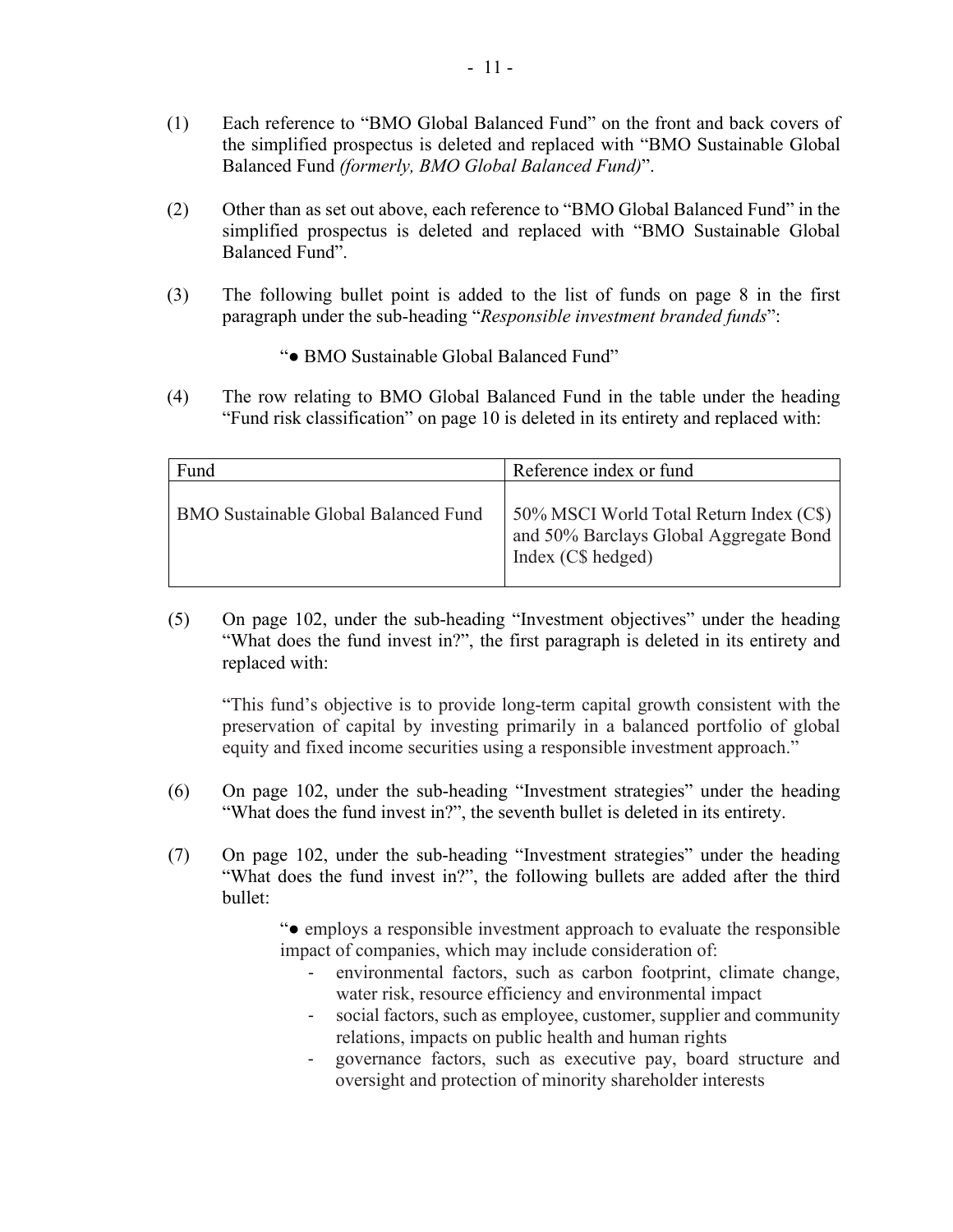(1) Each reference to "BMO Global Balanced Fund" on the front and back covers of the simplified prospectus is deleted and replaced with "BMO Sustainable Global Balanced Fund *(formerly, BMO Global Balanced Fund)*".

(2) Other than as set out above, each reference to "BMO Global Balanced Fund" in the simplified prospectus is deleted and replaced with "BMO Sustainable Global Balanced Fund".

(3) The following bullet point is added to the list of funds on page 8 in the first paragraph under the sub-heading "*Responsible investment branded funds*":

"● BMO Sustainable Global Balanced Fund"

(4) The row relating to BMO Global Balanced Fund in the table under the heading "Fund risk classification" on page 10 is deleted in its entirety and replaced with:

| Fund | Reference index or fund |
|---|---|
| BMO Sustainable Global Balanced Fund | 50% MSCI World Total Return Index (C$) and 50% Barclays Global Aggregate Bond Index (C$ hedged) |

(5) On page 102, under the sub-heading "Investment objectives" under the heading "What does the fund invest in?", the first paragraph is deleted in its entirety and replaced with:

"This fund's objective is to provide long-term capital growth consistent with the preservation of capital by investing primarily in a balanced portfolio of global equity and fixed income securities using a responsible investment approach."

(6) On page 102, under the sub-heading "Investment strategies" under the heading "What does the fund invest in?", the seventh bullet is deleted in its entirety.

(7) On page 102, under the sub-heading "Investment strategies" under the heading "What does the fund invest in?", the following bullets are added after the third bullet:

"● employs a responsible investment approach to evaluate the responsible impact of companies, which may include consideration of:
- environmental factors, such as carbon footprint, climate change, water risk, resource efficiency and environmental impact
- social factors, such as employee, customer, supplier and community relations, impacts on public health and human rights
- governance factors, such as executive pay, board structure and oversight and protection of minority shareholder interests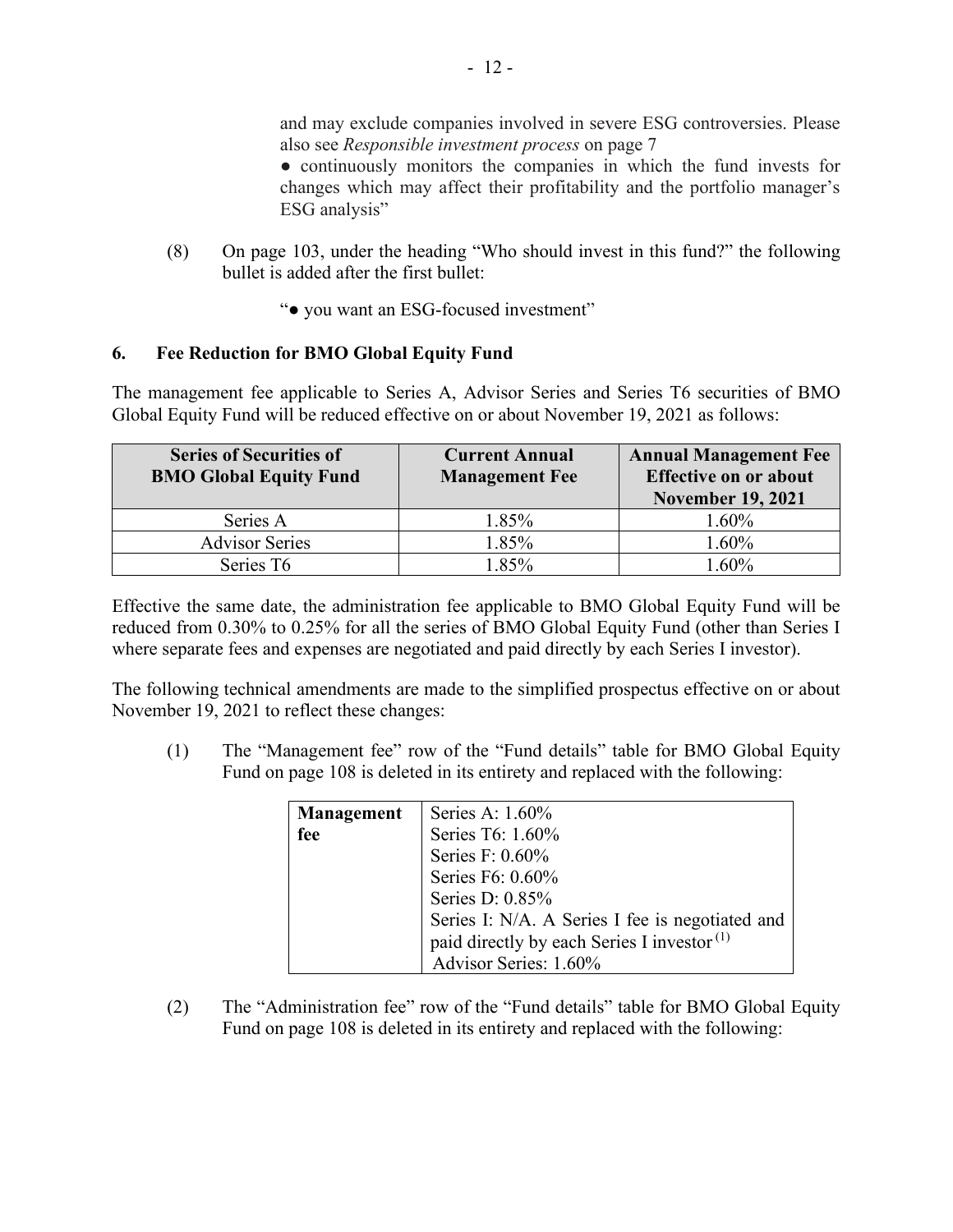and may exclude companies involved in severe ESG controversies. Please also see *Responsible investment process* on page 7

● continuously monitors the companies in which the fund invests for changes which may affect their profitability and the portfolio manager's ESG analysis"

(8) On page 103, under the heading "Who should invest in this fund?" the following bullet is added after the first bullet:

"● you want an ESG-focused investment"

### 6. Fee Reduction for BMO Global Equity Fund

The management fee applicable to Series A, Advisor Series and Series T6 securities of BMO Global Equity Fund will be reduced effective on or about November 19, 2021 as follows:

| Series of Securities of BMO Global Equity Fund | Current Annual Management Fee | Annual Management Fee Effective on or about November 19, 2021 |
|---|---|---|
| Series A | 1.85% | 1.60% |
| Advisor Series | 1.85% | 1.60% |
| Series T6 | 1.85% | 1.60% |

Effective the same date, the administration fee applicable to BMO Global Equity Fund will be reduced from 0.30% to 0.25% for all the series of BMO Global Equity Fund (other than Series I where separate fees and expenses are negotiated and paid directly by each Series I investor).

The following technical amendments are made to the simplified prospectus effective on or about November 19, 2021 to reflect these changes:

(1) The "Management fee" row of the "Fund details" table for BMO Global Equity Fund on page 108 is deleted in its entirety and replaced with the following:

| **Management fee** | Series A: 1.60%<br>Series T6: 1.60%<br>Series F: 0.60%<br>Series F6: 0.60%<br>Series D: 0.85%<br>Series I: N/A. A Series I fee is negotiated and paid directly by each Series I investor [1]<br>Advisor Series: 1.60% |
|---|---|

(2) The "Administration fee" row of the "Fund details" table for BMO Global Equity Fund on page 108 is deleted in its entirety and replaced with the following: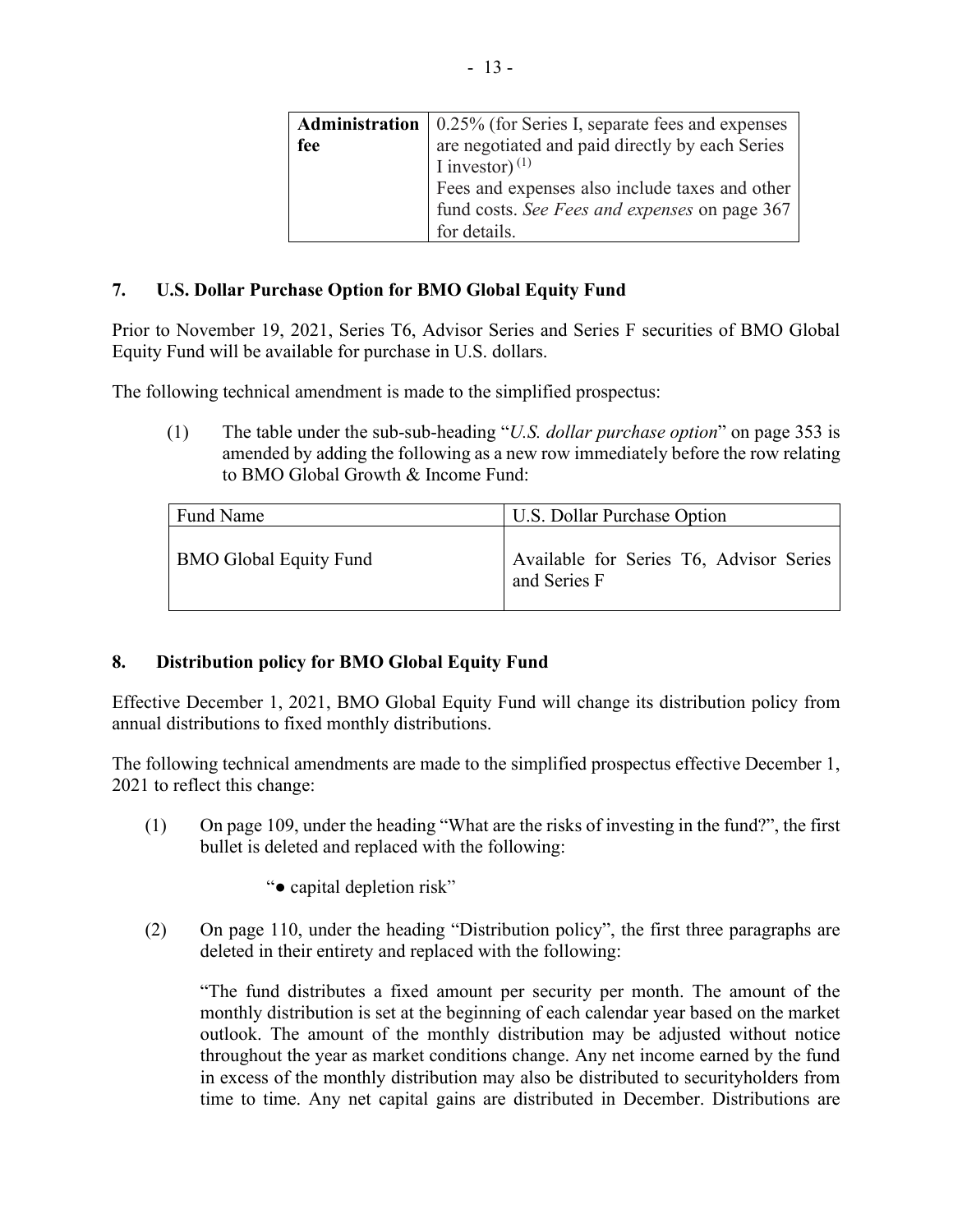| **Administration fee** | 0.25% (for Series I, separate fees and expenses are negotiated and paid directly by each Series I investor) [(1)]<br>Fees and expenses also include taxes and other fund costs. *See Fees and expenses* on page 367 for details. |
|---|---|

## 7. U.S. Dollar Purchase Option for BMO Global Equity Fund

Prior to November 19, 2021, Series T6, Advisor Series and Series F securities of BMO Global Equity Fund will be available for purchase in U.S. dollars.

The following technical amendment is made to the simplified prospectus:

(1) The table under the sub-sub-heading "*U.S. dollar purchase option*" on page 353 is amended by adding the following as a new row immediately before the row relating to BMO Global Growth & Income Fund:

| Fund Name | U.S. Dollar Purchase Option |
|---|---|
| BMO Global Equity Fund | Available for Series T6, Advisor Series and Series F |

## 8. Distribution policy for BMO Global Equity Fund

Effective December 1, 2021, BMO Global Equity Fund will change its distribution policy from annual distributions to fixed monthly distributions.

The following technical amendments are made to the simplified prospectus effective December 1, 2021 to reflect this change:

(1) On page 109, under the heading "What are the risks of investing in the fund?", the first bullet is deleted and replaced with the following:

"● capital depletion risk"

(2) On page 110, under the heading "Distribution policy", the first three paragraphs are deleted in their entirety and replaced with the following:

"The fund distributes a fixed amount per security per month. The amount of the monthly distribution is set at the beginning of each calendar year based on the market outlook. The amount of the monthly distribution may be adjusted without notice throughout the year as market conditions change. Any net income earned by the fund in excess of the monthly distribution may also be distributed to securityholders from time to time. Any net capital gains are distributed in December. Distributions are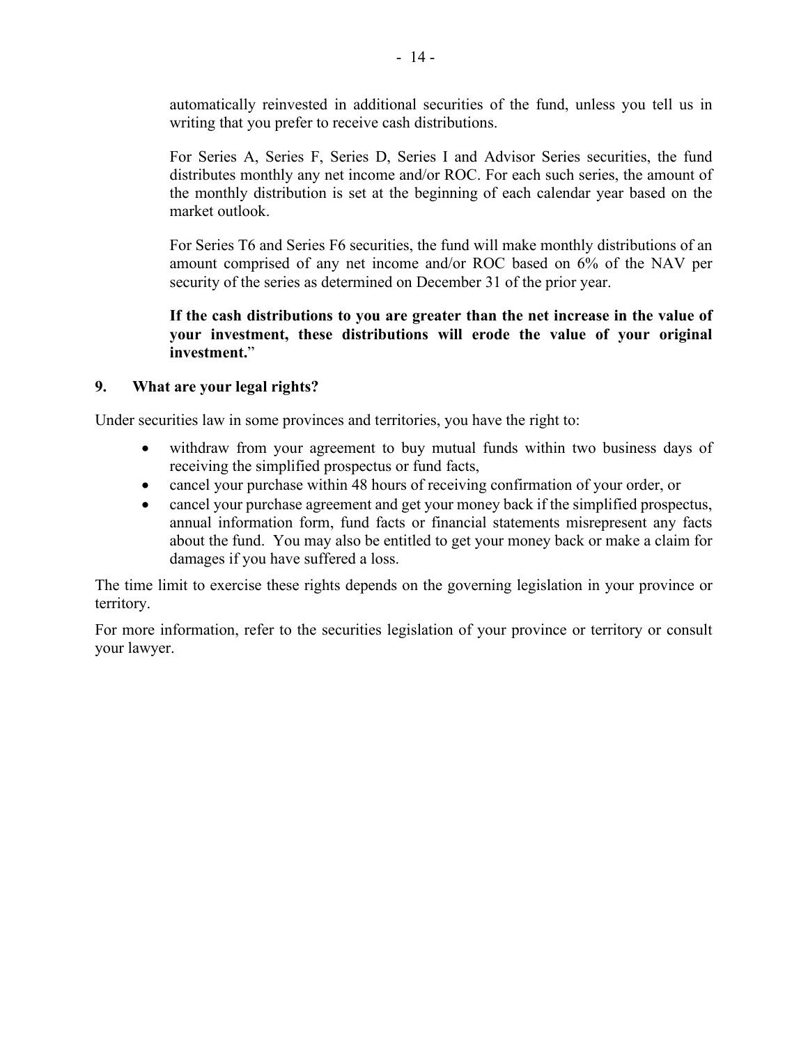automatically reinvested in additional securities of the fund, unless you tell us in writing that you prefer to receive cash distributions.

For Series A, Series F, Series D, Series I and Advisor Series securities, the fund distributes monthly any net income and/or ROC. For each such series, the amount of the monthly distribution is set at the beginning of each calendar year based on the market outlook.

For Series T6 and Series F6 securities, the fund will make monthly distributions of an amount comprised of any net income and/or ROC based on 6% of the NAV per security of the series as determined on December 31 of the prior year.

**If the cash distributions to you are greater than the net increase in the value of your investment, these distributions will erode the value of your original investment.**"

## 9. What are your legal rights?

Under securities law in some provinces and territories, you have the right to:

- withdraw from your agreement to buy mutual funds within two business days of receiving the simplified prospectus or fund facts,
- cancel your purchase within 48 hours of receiving confirmation of your order, or
- cancel your purchase agreement and get your money back if the simplified prospectus, annual information form, fund facts or financial statements misrepresent any facts about the fund. You may also be entitled to get your money back or make a claim for damages if you have suffered a loss.

The time limit to exercise these rights depends on the governing legislation in your province or territory.

For more information, refer to the securities legislation of your province or territory or consult your lawyer.